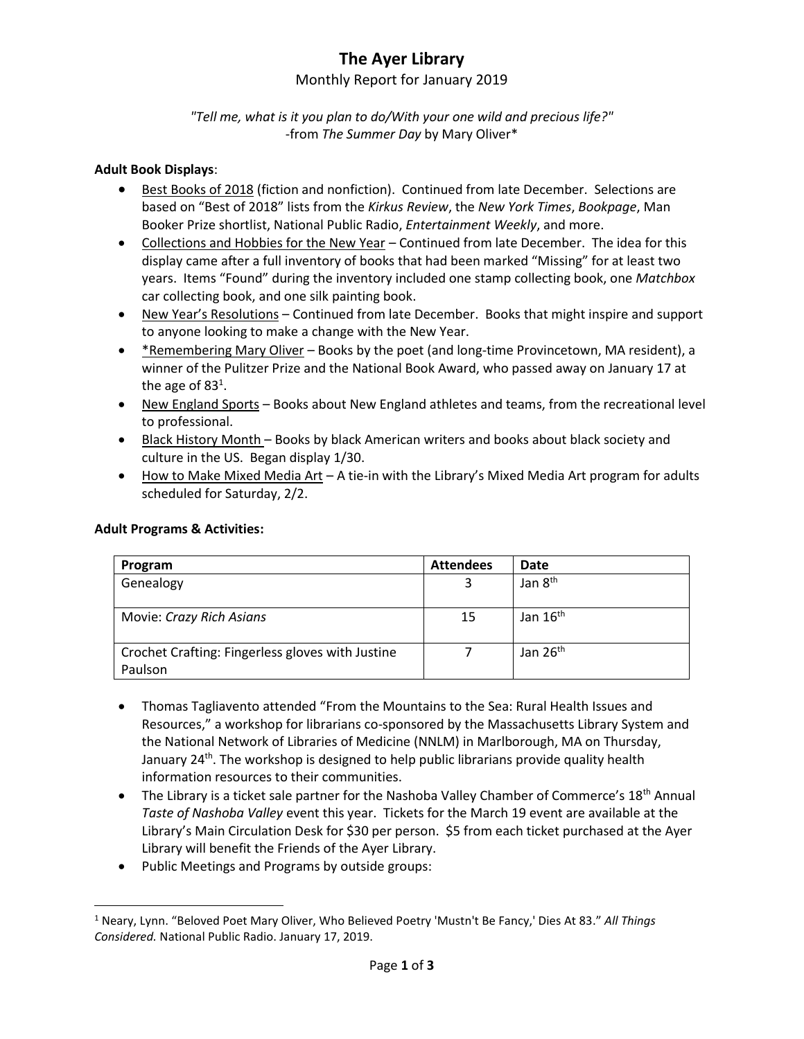# The Ayer Library

## Monthly Report for January 2019

*"Tell me, what is it you plan to do/With your one wild and precious life?"*
-from *The Summer Day* by Mary Oliver*

**Adult Book Displays**:

- Best Books of 2018 (fiction and nonfiction). Continued from late December. Selections are based on "Best of 2018" lists from the *Kirkus Review*, the *New York Times*, *Bookpage*, Man Booker Prize shortlist, National Public Radio, *Entertainment Weekly*, and more.
- Collections and Hobbies for the New Year – Continued from late December. The idea for this display came after a full inventory of books that had been marked "Missing" for at least two years. Items "Found" during the inventory included one stamp collecting book, one *Matchbox* car collecting book, and one silk painting book.
- New Year's Resolutions – Continued from late December. Books that might inspire and support to anyone looking to make a change with the New Year.
- *Remembering Mary Oliver – Books by the poet (and long-time Provincetown, MA resident), a winner of the Pulitzer Prize and the National Book Award, who passed away on January 17 at the age of 83[1].
- New England Sports – Books about New England athletes and teams, from the recreational level to professional.
- Black History Month – Books by black American writers and books about black society and culture in the US. Began display 1/30.
- How to Make Mixed Media Art – A tie-in with the Library's Mixed Media Art program for adults scheduled for Saturday, 2/2.

**Adult Programs & Activities:**

| Program | Attendees | Date |
| --- | --- | --- |
| Genealogy | 3 | Jan 8th |
| Movie: *Crazy Rich Asians* | 15 | Jan 16th |
| Crochet Crafting: Fingerless gloves with Justine Paulson | 7 | Jan 26th |

- Thomas Tagliavento attended "From the Mountains to the Sea: Rural Health Issues and Resources," a workshop for librarians co-sponsored by the Massachusetts Library System and the National Network of Libraries of Medicine (NNLM) in Marlborough, MA on Thursday, January 24th. The workshop is designed to help public librarians provide quality health information resources to their communities.
- The Library is a ticket sale partner for the Nashoba Valley Chamber of Commerce's 18th Annual *Taste of Nashoba Valley* event this year. Tickets for the March 19 event are available at the Library's Main Circulation Desk for $30 per person. $5 from each ticket purchased at the Ayer Library will benefit the Friends of the Ayer Library.
- Public Meetings and Programs by outside groups:

[1] Neary, Lynn. "Beloved Poet Mary Oliver, Who Believed Poetry 'Mustn't Be Fancy,' Dies At 83." *All Things Considered.* National Public Radio. January 17, 2019.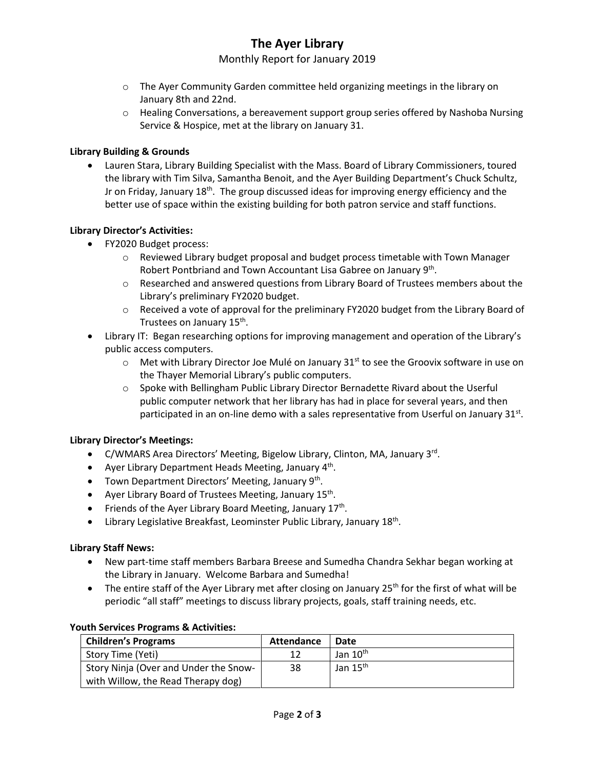- The Ayer Community Garden committee held organizing meetings in the library on January 8th and 22nd.
- Healing Conversations, a bereavement support group series offered by Nashoba Nursing Service & Hospice, met at the library on January 31.

**Library Building & Grounds**

- Lauren Stara, Library Building Specialist with the Mass. Board of Library Commissioners, toured the library with Tim Silva, Samantha Benoit, and the Ayer Building Department's Chuck Schultz, Jr on Friday, January 18th. The group discussed ideas for improving energy efficiency and the better use of space within the existing building for both patron service and staff functions.

**Library Director's Activities:**

- FY2020 Budget process:
  - Reviewed Library budget proposal and budget process timetable with Town Manager Robert Pontbriand and Town Accountant Lisa Gabree on January 9th.
  - Researched and answered questions from Library Board of Trustees members about the Library's preliminary FY2020 budget.
  - Received a vote of approval for the preliminary FY2020 budget from the Library Board of Trustees on January 15th.
- Library IT: Began researching options for improving management and operation of the Library's public access computers.
  - Met with Library Director Joe Mulé on January 31st to see the Groovix software in use on the Thayer Memorial Library's public computers.
  - Spoke with Bellingham Public Library Director Bernadette Rivard about the Userful public computer network that her library has had in place for several years, and then participated in an on-line demo with a sales representative from Userful on January 31st.

**Library Director's Meetings:**

- C/WMARS Area Directors' Meeting, Bigelow Library, Clinton, MA, January 3rd.
- Ayer Library Department Heads Meeting, January 4th.
- Town Department Directors' Meeting, January 9th.
- Ayer Library Board of Trustees Meeting, January 15th.
- Friends of the Ayer Library Board Meeting, January 17th.
- Library Legislative Breakfast, Leominster Public Library, January 18th.

**Library Staff News:**

- New part-time staff members Barbara Breese and Sumedha Chandra Sekhar began working at the Library in January. Welcome Barbara and Sumedha!
- The entire staff of the Ayer Library met after closing on January 25th for the first of what will be periodic "all staff" meetings to discuss library projects, goals, staff training needs, etc.

**Youth Services Programs & Activities:**

| Children's Programs | Attendance | Date |
|---|---|---|
| Story Time (Yeti) | 12 | Jan 10th |
| Story Ninja (Over and Under the Snow- with Willow, the Read Therapy dog) | 38 | Jan 15th |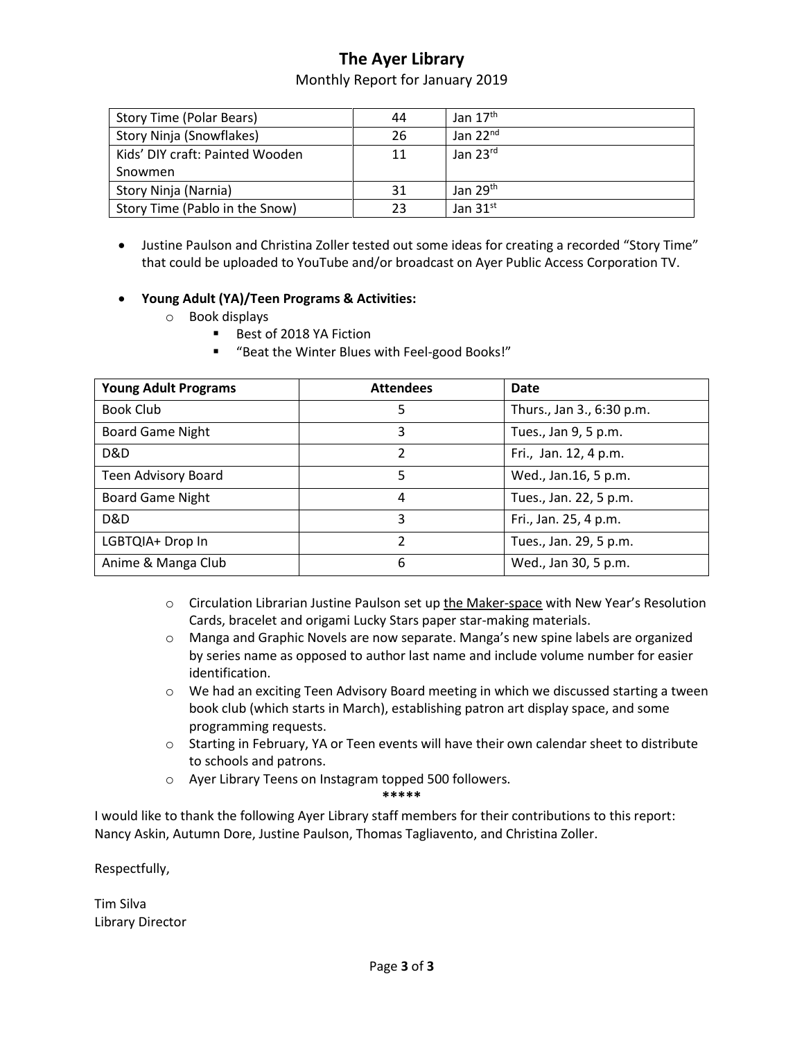# The Ayer Library

Monthly Report for January 2019

| | | |
|---|---|---|
| Story Time (Polar Bears) | 44 | Jan 17th |
| Story Ninja (Snowflakes) | 26 | Jan 22nd |
| Kids' DIY craft: Painted Wooden Snowmen | 11 | Jan 23rd |
| Story Ninja (Narnia) | 31 | Jan 29th |
| Story Time (Pablo in the Snow) | 23 | Jan 31st |

- Justine Paulson and Christina Zoller tested out some ideas for creating a recorded "Story Time" that could be uploaded to YouTube and/or broadcast on Ayer Public Access Corporation TV.

- **Young Adult (YA)/Teen Programs & Activities:**
  - Book displays
    - Best of 2018 YA Fiction
    - "Beat the Winter Blues with Feel-good Books!"

| Young Adult Programs | Attendees | Date |
|---|---|---|
| Book Club | 5 | Thurs., Jan 3., 6:30 p.m. |
| Board Game Night | 3 | Tues., Jan 9, 5 p.m. |
| D&D | 2 | Fri., Jan. 12, 4 p.m. |
| Teen Advisory Board | 5 | Wed., Jan.16, 5 p.m. |
| Board Game Night | 4 | Tues., Jan. 22, 5 p.m. |
| D&D | 3 | Fri., Jan. 25, 4 p.m. |
| LGBTQIA+ Drop In | 2 | Tues., Jan. 29, 5 p.m. |
| Anime & Manga Club | 6 | Wed., Jan 30, 5 p.m. |

  - Circulation Librarian Justine Paulson set up the Maker-space with New Year's Resolution Cards, bracelet and origami Lucky Stars paper star-making materials.
  - Manga and Graphic Novels are now separate. Manga's new spine labels are organized by series name as opposed to author last name and include volume number for easier identification.
  - We had an exciting Teen Advisory Board meeting in which we discussed starting a tween book club (which starts in March), establishing patron art display space, and some programming requests.
  - Starting in February, YA or Teen events will have their own calendar sheet to distribute to schools and patrons.
  - Ayer Library Teens on Instagram topped 500 followers.

\*\*\*\*\*

I would like to thank the following Ayer Library staff members for their contributions to this report: Nancy Askin, Autumn Dore, Justine Paulson, Thomas Tagliavento, and Christina Zoller.

Respectfully,

Tim Silva
Library Director